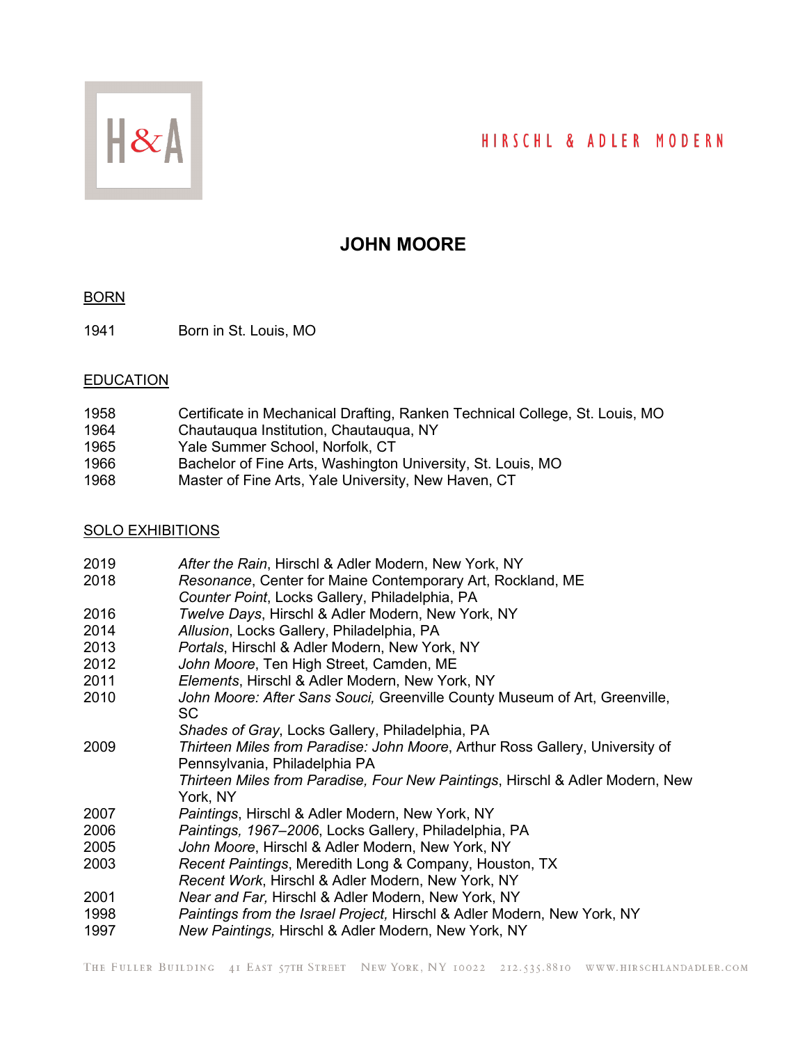HIRSCHL & ADLER MODERN

# JOHN MOORE

## BORN

1941 Born in St. Louis, MO

## EDUCATION

1958 Certificate in Mechanical Drafting, Ranken Technical College, St. Louis, MO
1964 Chautauqua Institution, Chautauqua, NY
1965 Yale Summer School, Norfolk, CT
1966 Bachelor of Fine Arts, Washington University, St. Louis, MO
1968 Master of Fine Arts, Yale University, New Haven, CT

## SOLO EXHIBITIONS

2019 *After the Rain*, Hirschl & Adler Modern, New York, NY
2018 *Resonance*, Center for Maine Contemporary Art, Rockland, ME
*Counter Point*, Locks Gallery, Philadelphia, PA
2016 *Twelve Days*, Hirschl & Adler Modern, New York, NY
2014 *Allusion*, Locks Gallery, Philadelphia, PA
2013 *Portals*, Hirschl & Adler Modern, New York, NY
2012 *John Moore*, Ten High Street, Camden, ME
2011 *Elements*, Hirschl & Adler Modern, New York, NY
2010 *John Moore: After Sans Souci,* Greenville County Museum of Art, Greenville, SC
*Shades of Gray*, Locks Gallery, Philadelphia, PA
2009 *Thirteen Miles from Paradise: John Moore*, Arthur Ross Gallery, University of Pennsylvania, Philadelphia PA
*Thirteen Miles from Paradise, Four New Paintings*, Hirschl & Adler Modern, New York, NY
2007 *Paintings*, Hirschl & Adler Modern, New York, NY
2006 *Paintings, 1967–2006*, Locks Gallery, Philadelphia, PA
2005 *John Moore*, Hirschl & Adler Modern, New York, NY
2003 *Recent Paintings*, Meredith Long & Company, Houston, TX
*Recent Work*, Hirschl & Adler Modern, New York, NY
2001 *Near and Far,* Hirschl & Adler Modern, New York, NY
1998 *Paintings from the Israel Project,* Hirschl & Adler Modern, New York, NY
1997 *New Paintings,* Hirschl & Adler Modern, New York, NY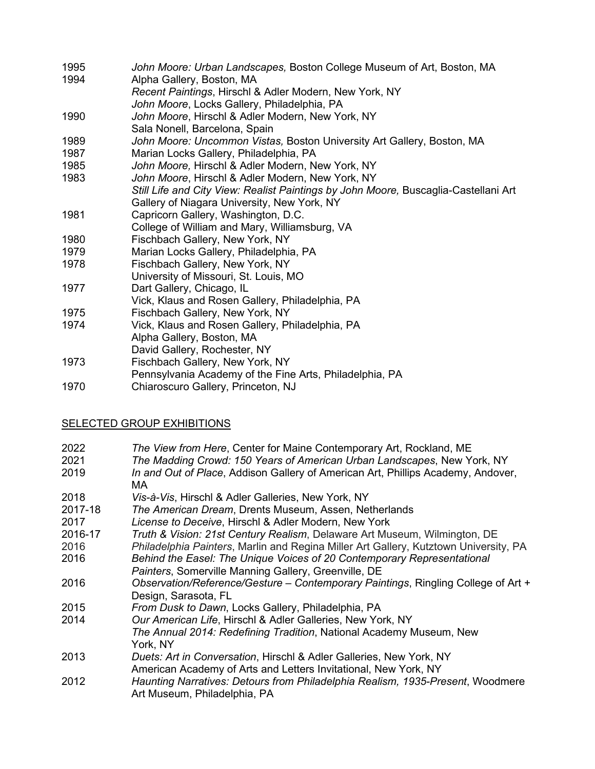1995 *John Moore: Urban Landscapes,* Boston College Museum of Art, Boston, MA

1994 Alpha Gallery, Boston, MA
*Recent Paintings*, Hirschl & Adler Modern, New York, NY
*John Moore*, Locks Gallery, Philadelphia, PA

1990 *John Moore*, Hirschl & Adler Modern, New York, NY
Sala Nonell, Barcelona, Spain

1989 *John Moore: Uncommon Vistas,* Boston University Art Gallery, Boston, MA

1987 Marian Locks Gallery, Philadelphia, PA

1985 *John Moore,* Hirschl & Adler Modern, New York, NY

1983 *John Moore*, Hirschl & Adler Modern, New York, NY
*Still Life and City View: Realist Paintings by John Moore,* Buscaglia-Castellani Art Gallery of Niagara University, New York, NY

1981 Capricorn Gallery, Washington, D.C.
College of William and Mary, Williamsburg, VA

1980 Fischbach Gallery, New York, NY

1979 Marian Locks Gallery, Philadelphia, PA

1978 Fischbach Gallery, New York, NY
University of Missouri, St. Louis, MO

1977 Dart Gallery, Chicago, IL
Vick, Klaus and Rosen Gallery, Philadelphia, PA

1975 Fischbach Gallery, New York, NY

1974 Vick, Klaus and Rosen Gallery, Philadelphia, PA
Alpha Gallery, Boston, MA
David Gallery, Rochester, NY

1973 Fischbach Gallery, New York, NY
Pennsylvania Academy of the Fine Arts, Philadelphia, PA

1970 Chiaroscuro Gallery, Princeton, NJ

## SELECTED GROUP EXHIBITIONS

2022 *The View from Here*, Center for Maine Contemporary Art, Rockland, ME

2021 *The Madding Crowd: 150 Years of American Urban Landscapes*, New York, NY

2019 *In and Out of Place*, Addison Gallery of American Art, Phillips Academy, Andover, MA

2018 *Vis-à-Vis*, Hirschl & Adler Galleries, New York, NY

2017-18 *The American Dream*, Drents Museum, Assen, Netherlands

2017 *License to Deceive*, Hirschl & Adler Modern, New York

2016-17 *Truth & Vision: 21st Century Realism*, Delaware Art Museum, Wilmington, DE

2016 *Philadelphia Painters*, Marlin and Regina Miller Art Gallery, Kutztown University, PA

2016 *Behind the Easel: The Unique Voices of 20 Contemporary Representational Painters*, Somerville Manning Gallery, Greenville, DE

2016 *Observation/Reference/Gesture – Contemporary Paintings*, Ringling College of Art + Design, Sarasota, FL

2015 *From Dusk to Dawn*, Locks Gallery, Philadelphia, PA

2014 *Our American Life*, Hirschl & Adler Galleries, New York, NY
*The Annual 2014: Redefining Tradition*, National Academy Museum, New York, NY

2013 *Duets: Art in Conversation*, Hirschl & Adler Galleries, New York, NY
American Academy of Arts and Letters Invitational, New York, NY

2012 *Haunting Narratives: Detours from Philadelphia Realism, 1935-Present*, Woodmere Art Museum, Philadelphia, PA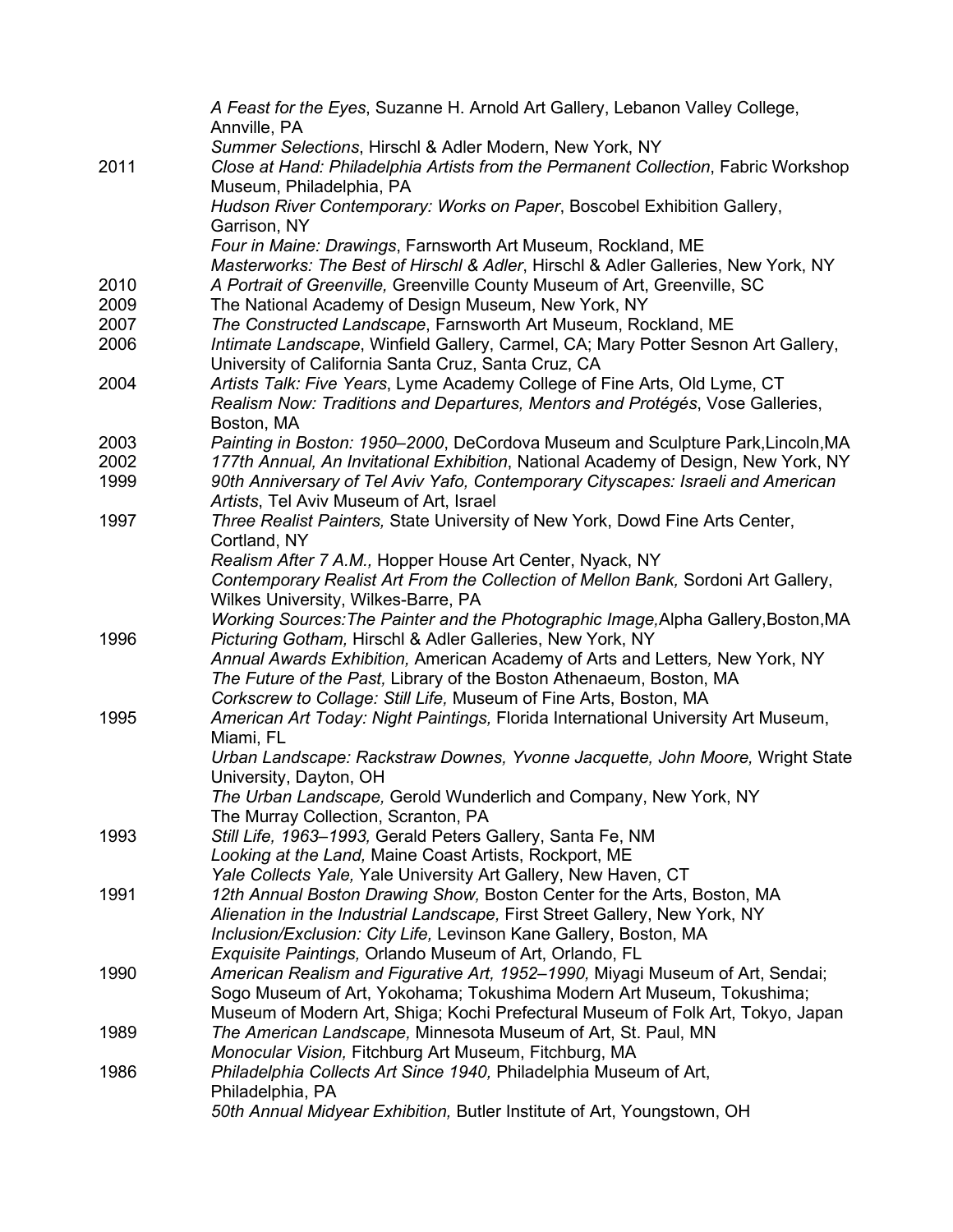| | |
|---|---|
| | *A Feast for the Eyes*, Suzanne H. Arnold Art Gallery, Lebanon Valley College, Annville, PA |
| | *Summer Selections*, Hirschl & Adler Modern, New York, NY |
| 2011 | *Close at Hand: Philadelphia Artists from the Permanent Collection*, Fabric Workshop Museum, Philadelphia, PA |
| | *Hudson River Contemporary: Works on Paper*, Boscobel Exhibition Gallery, Garrison, NY |
| | *Four in Maine: Drawings*, Farnsworth Art Museum, Rockland, ME |
| | *Masterworks: The Best of Hirschl & Adler*, Hirschl & Adler Galleries, New York, NY |
| 2010 | *A Portrait of Greenville,* Greenville County Museum of Art, Greenville, SC |
| 2009 | The National Academy of Design Museum, New York, NY |
| 2007 | *The Constructed Landscape*, Farnsworth Art Museum, Rockland, ME |
| 2006 | *Intimate Landscape*, Winfield Gallery, Carmel, CA; Mary Potter Sesnon Art Gallery, University of California Santa Cruz, Santa Cruz, CA |
| 2004 | *Artists Talk: Five Years*, Lyme Academy College of Fine Arts, Old Lyme, CT |
| | *Realism Now: Traditions and Departures, Mentors and Protégés*, Vose Galleries, Boston, MA |
| 2003 | *Painting in Boston: 1950–2000*, DeCordova Museum and Sculpture Park,Lincoln,MA |
| 2002 | *177th Annual, An Invitational Exhibition*, National Academy of Design, New York, NY |
| 1999 | *90th Anniversary of Tel Aviv Yafo, Contemporary Cityscapes: Israeli and American Artists*, Tel Aviv Museum of Art, Israel |
| 1997 | *Three Realist Painters,* State University of New York, Dowd Fine Arts Center, Cortland, NY |
| | *Realism After 7 A.M.,* Hopper House Art Center, Nyack, NY |
| | *Contemporary Realist Art From the Collection of Mellon Bank,* Sordoni Art Gallery, Wilkes University, Wilkes-Barre, PA |
| | *Working Sources:The Painter and the Photographic Image,*Alpha Gallery,Boston,MA |
| 1996 | *Picturing Gotham,* Hirschl & Adler Galleries, New York, NY |
| | *Annual Awards Exhibition,* American Academy of Arts and Letters*,* New York, NY |
| | *The Future of the Past,* Library of the Boston Athenaeum, Boston, MA |
| | *Corkscrew to Collage: Still Life,* Museum of Fine Arts, Boston, MA |
| 1995 | *American Art Today: Night Paintings,* Florida International University Art Museum, Miami, FL |
| | *Urban Landscape: Rackstraw Downes, Yvonne Jacquette, John Moore,* Wright State University, Dayton, OH |
| | *The Urban Landscape,* Gerold Wunderlich and Company, New York, NY |
| | The Murray Collection, Scranton, PA |
| 1993 | *Still Life, 1963–1993,* Gerald Peters Gallery, Santa Fe, NM |
| | *Looking at the Land,* Maine Coast Artists, Rockport, ME |
| | *Yale Collects Yale,* Yale University Art Gallery, New Haven, CT |
| 1991 | *12th Annual Boston Drawing Show,* Boston Center for the Arts, Boston, MA |
| | *Alienation in the Industrial Landscape,* First Street Gallery, New York, NY |
| | *Inclusion/Exclusion: City Life,* Levinson Kane Gallery, Boston, MA |
| | *Exquisite Paintings,* Orlando Museum of Art, Orlando, FL |
| 1990 | *American Realism and Figurative Art, 1952–1990,* Miyagi Museum of Art, Sendai; Sogo Museum of Art, Yokohama; Tokushima Modern Art Museum, Tokushima; Museum of Modern Art, Shiga; Kochi Prefectural Museum of Folk Art, Tokyo, Japan |
| 1989 | *The American Landscape,* Minnesota Museum of Art, St. Paul, MN |
| | *Monocular Vision,* Fitchburg Art Museum, Fitchburg, MA |
| 1986 | *Philadelphia Collects Art Since 1940,* Philadelphia Museum of Art, Philadelphia, PA |
| | *50th Annual Midyear Exhibition,* Butler Institute of Art, Youngstown, OH |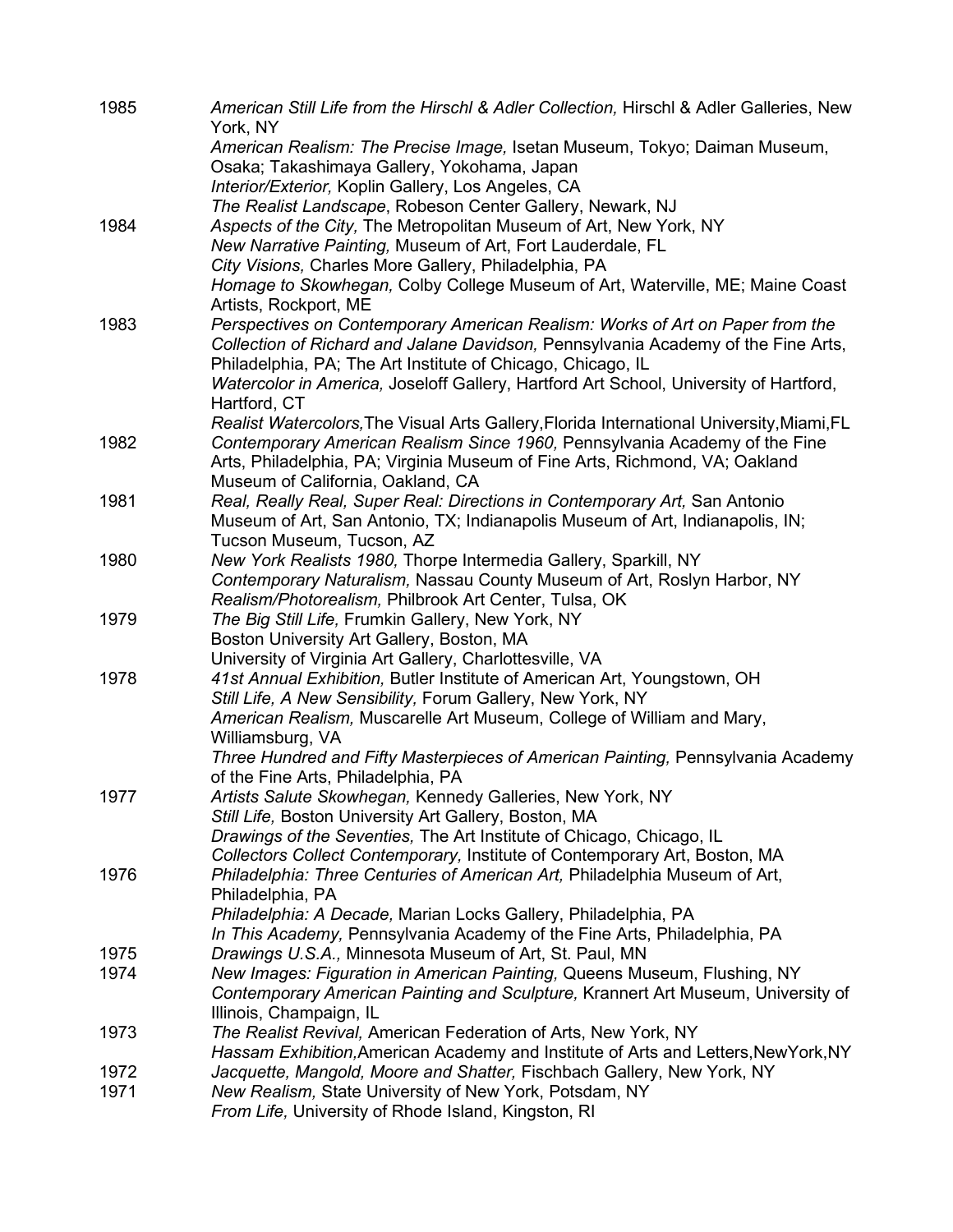1985 *American Still Life from the Hirschl & Adler Collection,* Hirschl & Adler Galleries, New York, NY
*American Realism: The Precise Image,* Isetan Museum, Tokyo; Daiman Museum, Osaka; Takashimaya Gallery, Yokohama, Japan
*Interior/Exterior,* Koplin Gallery, Los Angeles, CA
*The Realist Landscape*, Robeson Center Gallery, Newark, NJ

1984 *Aspects of the City,* The Metropolitan Museum of Art, New York, NY
*New Narrative Painting,* Museum of Art, Fort Lauderdale, FL
*City Visions,* Charles More Gallery, Philadelphia, PA
*Homage to Skowhegan,* Colby College Museum of Art, Waterville, ME; Maine Coast Artists, Rockport, ME

1983 *Perspectives on Contemporary American Realism: Works of Art on Paper from the Collection of Richard and Jalane Davidson,* Pennsylvania Academy of the Fine Arts, Philadelphia, PA; The Art Institute of Chicago, Chicago, IL
*Watercolor in America,* Joseloff Gallery, Hartford Art School, University of Hartford, Hartford, CT
*Realist Watercolors,*The Visual Arts Gallery,Florida International University,Miami,FL

1982 *Contemporary American Realism Since 1960,* Pennsylvania Academy of the Fine Arts, Philadelphia, PA; Virginia Museum of Fine Arts, Richmond, VA; Oakland Museum of California, Oakland, CA

1981 *Real, Really Real, Super Real: Directions in Contemporary Art,* San Antonio Museum of Art, San Antonio, TX; Indianapolis Museum of Art, Indianapolis, IN; Tucson Museum, Tucson, AZ

1980 *New York Realists 1980,* Thorpe Intermedia Gallery, Sparkill, NY
*Contemporary Naturalism,* Nassau County Museum of Art, Roslyn Harbor, NY
*Realism/Photorealism,* Philbrook Art Center, Tulsa, OK

1979 *The Big Still Life,* Frumkin Gallery, New York, NY
Boston University Art Gallery, Boston, MA
University of Virginia Art Gallery, Charlottesville, VA

1978 *41st Annual Exhibition,* Butler Institute of American Art, Youngstown, OH
*Still Life, A New Sensibility,* Forum Gallery, New York, NY
*American Realism,* Muscarelle Art Museum, College of William and Mary, Williamsburg, VA
*Three Hundred and Fifty Masterpieces of American Painting,* Pennsylvania Academy of the Fine Arts, Philadelphia, PA

1977 *Artists Salute Skowhegan,* Kennedy Galleries, New York, NY
*Still Life,* Boston University Art Gallery, Boston, MA
*Drawings of the Seventies,* The Art Institute of Chicago, Chicago, IL
*Collectors Collect Contemporary,* Institute of Contemporary Art, Boston, MA

1976 *Philadelphia: Three Centuries of American Art,* Philadelphia Museum of Art, Philadelphia, PA
*Philadelphia: A Decade,* Marian Locks Gallery, Philadelphia, PA
*In This Academy,* Pennsylvania Academy of the Fine Arts, Philadelphia, PA

1975 *Drawings U.S.A.,* Minnesota Museum of Art, St. Paul, MN

1974 *New Images: Figuration in American Painting,* Queens Museum, Flushing, NY
*Contemporary American Painting and Sculpture,* Krannert Art Museum, University of Illinois, Champaign, IL

1973 *The Realist Revival,* American Federation of Arts, New York, NY
*Hassam Exhibition,*American Academy and Institute of Arts and Letters,NewYork,NY

1972 *Jacquette, Mangold, Moore and Shatter,* Fischbach Gallery, New York, NY

1971 *New Realism,* State University of New York, Potsdam, NY
*From Life,* University of Rhode Island, Kingston, RI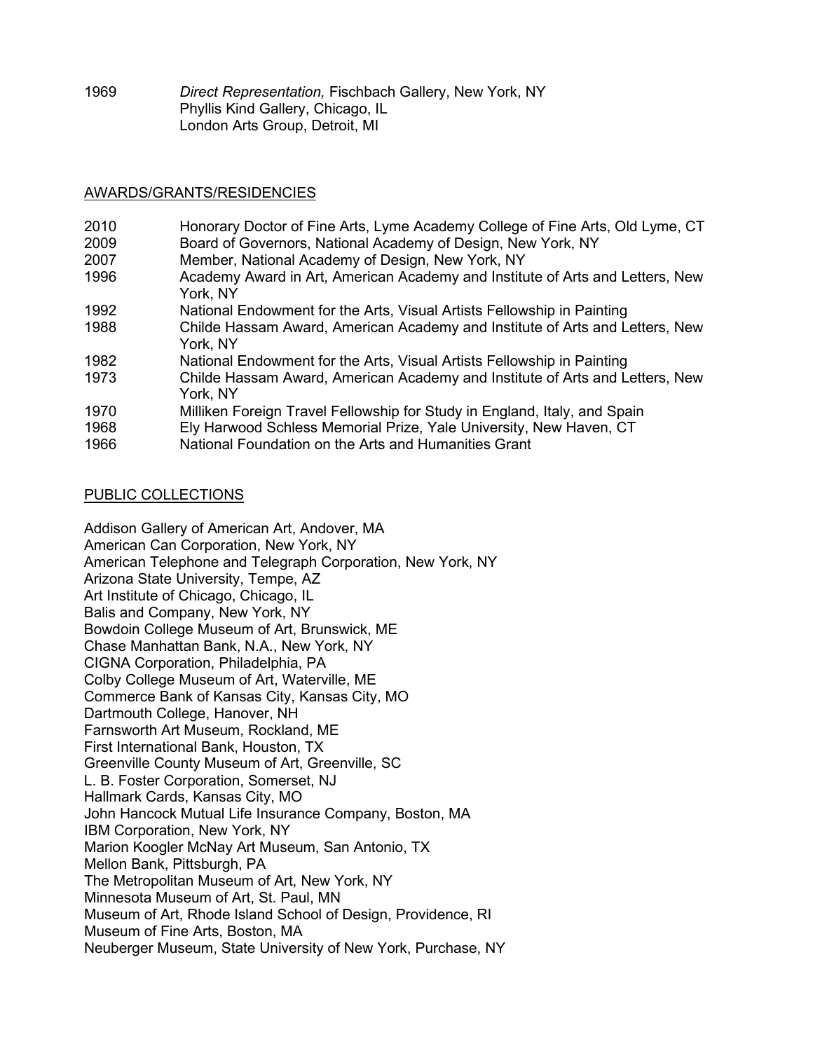1969 *Direct Representation,* Fischbach Gallery, New York, NY
Phyllis Kind Gallery, Chicago, IL
London Arts Group, Detroit, MI

## AWARDS/GRANTS/RESIDENCIES

2010 Honorary Doctor of Fine Arts, Lyme Academy College of Fine Arts, Old Lyme, CT
2009 Board of Governors, National Academy of Design, New York, NY
2007 Member, National Academy of Design, New York, NY
1996 Academy Award in Art, American Academy and Institute of Arts and Letters, New York, NY
1992 National Endowment for the Arts, Visual Artists Fellowship in Painting
1988 Childe Hassam Award, American Academy and Institute of Arts and Letters, New York, NY
1982 National Endowment for the Arts, Visual Artists Fellowship in Painting
1973 Childe Hassam Award, American Academy and Institute of Arts and Letters, New York, NY
1970 Milliken Foreign Travel Fellowship for Study in England, Italy, and Spain
1968 Ely Harwood Schless Memorial Prize, Yale University, New Haven, CT
1966 National Foundation on the Arts and Humanities Grant

## PUBLIC COLLECTIONS

Addison Gallery of American Art, Andover, MA
American Can Corporation, New York, NY
American Telephone and Telegraph Corporation, New York, NY
Arizona State University, Tempe, AZ
Art Institute of Chicago, Chicago, IL
Balis and Company, New York, NY
Bowdoin College Museum of Art, Brunswick, ME
Chase Manhattan Bank, N.A., New York, NY
CIGNA Corporation, Philadelphia, PA
Colby College Museum of Art, Waterville, ME
Commerce Bank of Kansas City, Kansas City, MO
Dartmouth College, Hanover, NH
Farnsworth Art Museum, Rockland, ME
First International Bank, Houston, TX
Greenville County Museum of Art, Greenville, SC
L. B. Foster Corporation, Somerset, NJ
Hallmark Cards, Kansas City, MO
John Hancock Mutual Life Insurance Company, Boston, MA
IBM Corporation, New York, NY
Marion Koogler McNay Art Museum, San Antonio, TX
Mellon Bank, Pittsburgh, PA
The Metropolitan Museum of Art, New York, NY
Minnesota Museum of Art, St. Paul, MN
Museum of Art, Rhode Island School of Design, Providence, RI
Museum of Fine Arts, Boston, MA
Neuberger Museum, State University of New York, Purchase, NY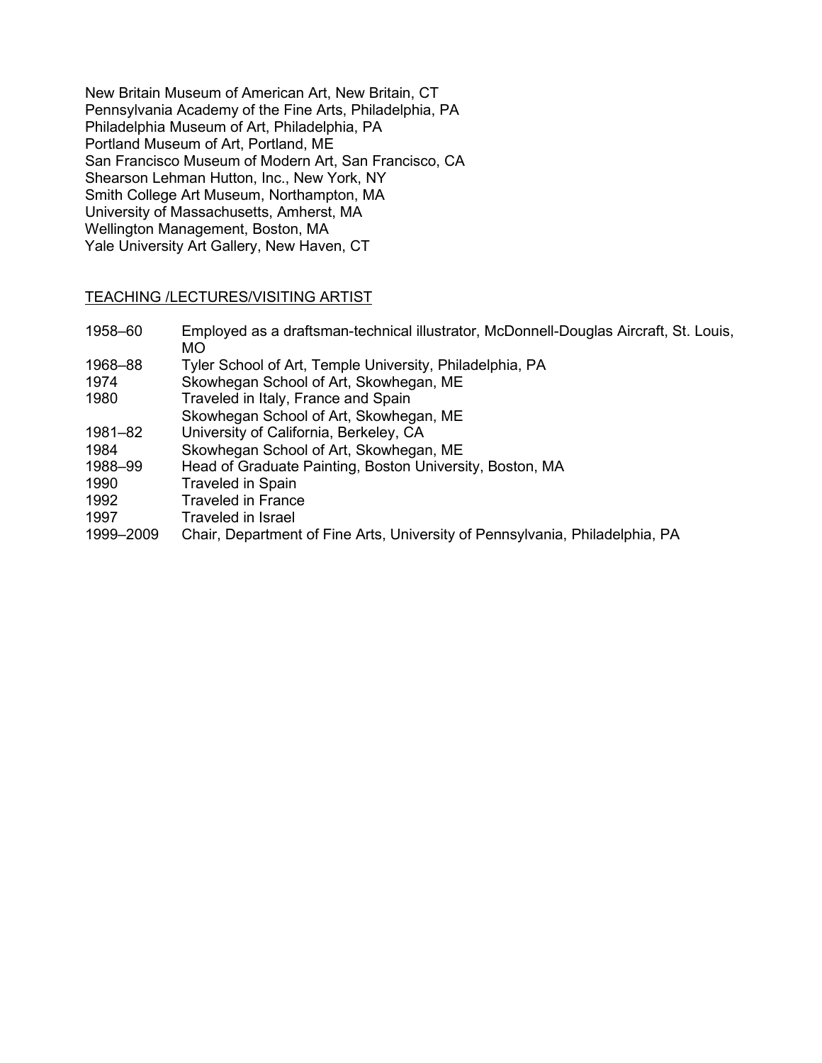New Britain Museum of American Art, New Britain, CT
Pennsylvania Academy of the Fine Arts, Philadelphia, PA
Philadelphia Museum of Art, Philadelphia, PA
Portland Museum of Art, Portland, ME
San Francisco Museum of Modern Art, San Francisco, CA
Shearson Lehman Hutton, Inc., New York, NY
Smith College Art Museum, Northampton, MA
University of Massachusetts, Amherst, MA
Wellington Management, Boston, MA
Yale University Art Gallery, New Haven, CT

## TEACHING /LECTURES/VISITING ARTIST

| | |
|---|---|
| 1958–60 | Employed as a draftsman-technical illustrator, McDonnell-Douglas Aircraft, St. Louis, MO |
| 1968–88 | Tyler School of Art, Temple University, Philadelphia, PA |
| 1974 | Skowhegan School of Art, Skowhegan, ME |
| 1980 | Traveled in Italy, France and Spain |
| | Skowhegan School of Art, Skowhegan, ME |
| 1981–82 | University of California, Berkeley, CA |
| 1984 | Skowhegan School of Art, Skowhegan, ME |
| 1988–99 | Head of Graduate Painting, Boston University, Boston, MA |
| 1990 | Traveled in Spain |
| 1992 | Traveled in France |
| 1997 | Traveled in Israel |
| 1999–2009 | Chair, Department of Fine Arts, University of Pennsylvania, Philadelphia, PA |